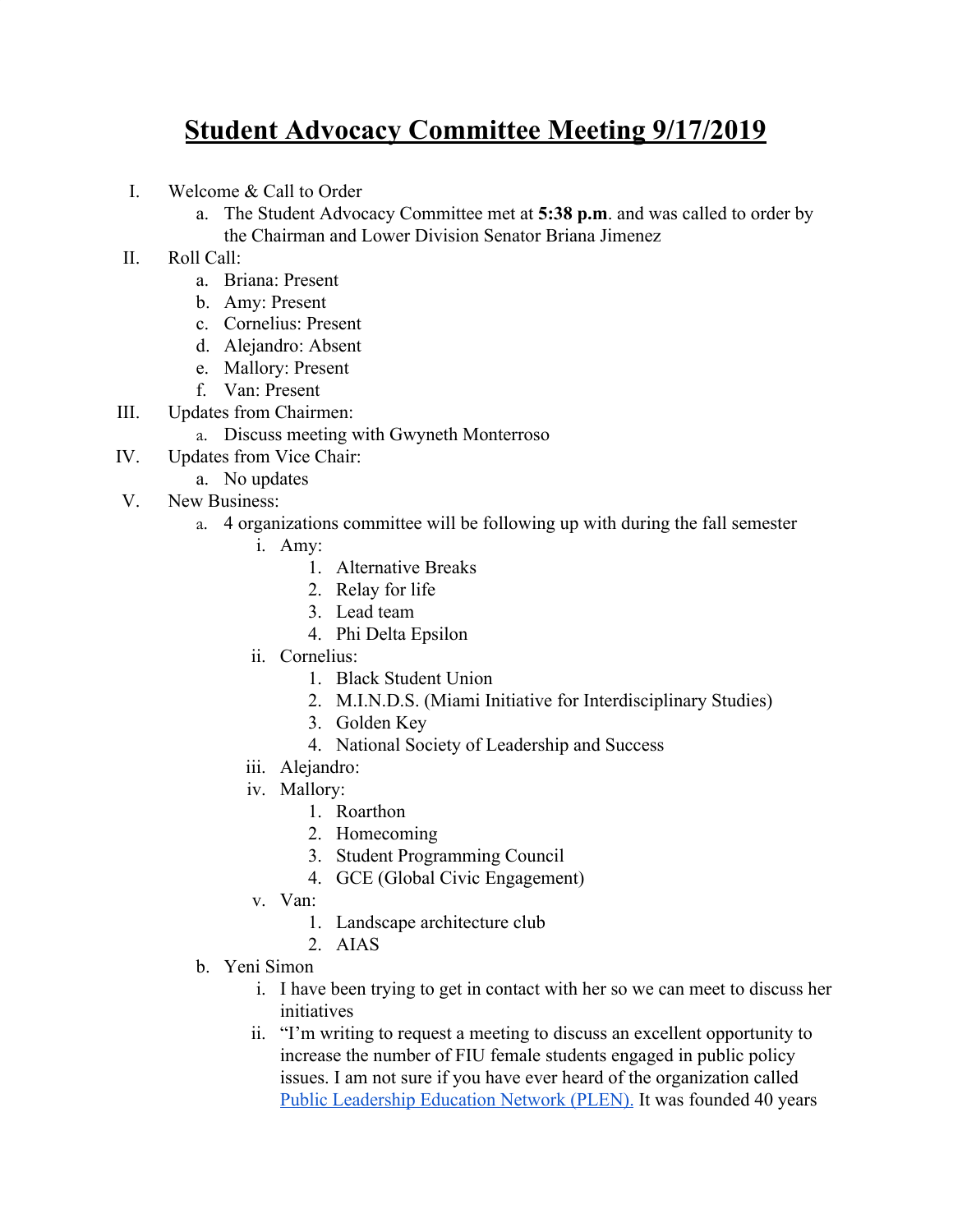# Student Advocacy Committee Meeting 9/17/2019

I. Welcome & Call to Order
   a. The Student Advocacy Committee met at **5:38 p.m**. and was called to order by the Chairman and Lower Division Senator Briana Jimenez

II. Roll Call:
   a. Briana: Present
   b. Amy: Present
   c. Cornelius: Present
   d. Alejandro: Absent
   e. Mallory: Present
   f. Van: Present

III. Updates from Chairmen:
   a. Discuss meeting with Gwyneth Monterroso

IV. Updates from Vice Chair:
   a. No updates

V. New Business:
   a. 4 organizations committee will be following up with during the fall semester
      i. Amy:
         1. Alternative Breaks
         2. Relay for life
         3. Lead team
         4. Phi Delta Epsilon
      ii. Cornelius:
         1. Black Student Union
         2. M.I.N.D.S. (Miami Initiative for Interdisciplinary Studies)
         3. Golden Key
         4. National Society of Leadership and Success
      iii. Alejandro:
      iv. Mallory:
         1. Roarthon
         2. Homecoming
         3. Student Programming Council
         4. GCE (Global Civic Engagement)
      v. Van:
         1. Landscape architecture club
         2. AIAS
   b. Yeni Simon
      i. I have been trying to get in contact with her so we can meet to discuss her initiatives
      ii. "I'm writing to request a meeting to discuss an excellent opportunity to increase the number of FIU female students engaged in public policy issues. I am not sure if you have ever heard of the organization called [Public Leadership Education Network (PLEN).]() It was founded 40 years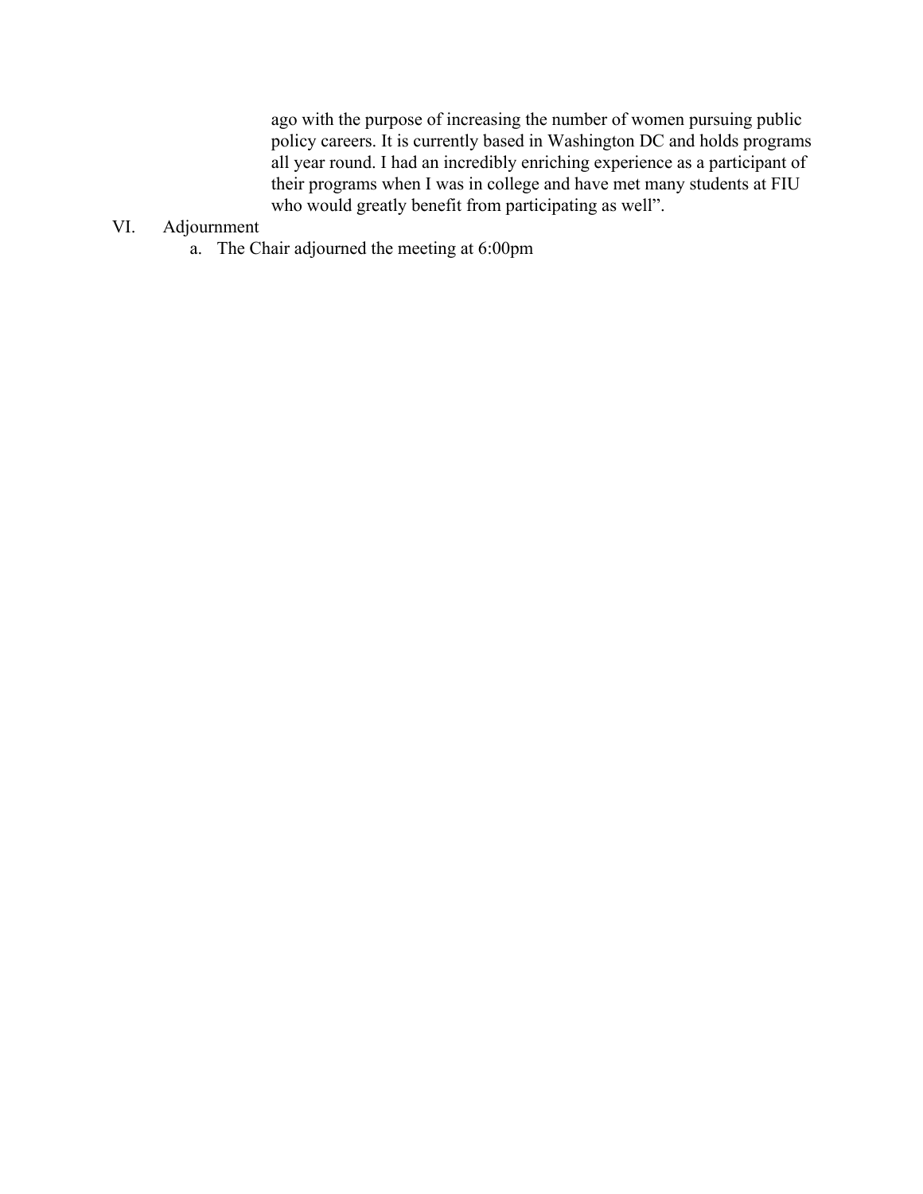ago with the purpose of increasing the number of women pursuing public policy careers. It is currently based in Washington DC and holds programs all year round. I had an incredibly enriching experience as a participant of their programs when I was in college and have met many students at FIU who would greatly benefit from participating as well".

VI. Adjournment
   a. The Chair adjourned the meeting at 6:00pm